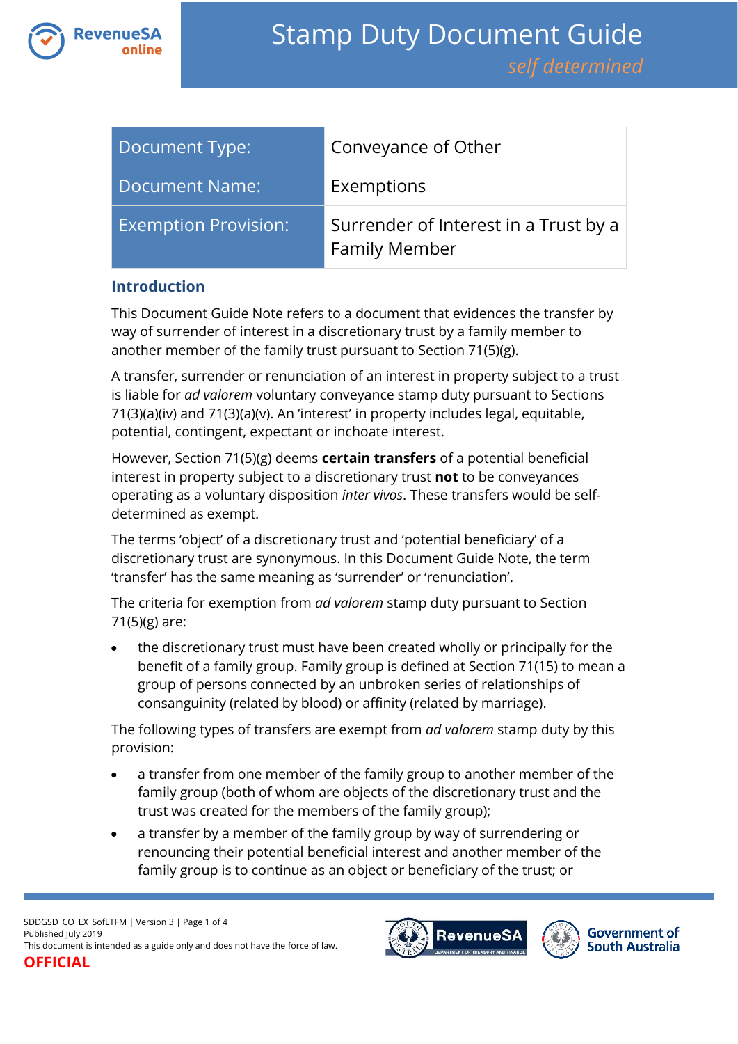# Stamp Duty Document Guide

*self determined*

| Document Type: | Conveyance of Other |
|---|---|
| Document Name: | Exemptions |
| Exemption Provision: | Surrender of Interest in a Trust by a Family Member |

## Introduction

This Document Guide Note refers to a document that evidences the transfer by way of surrender of interest in a discretionary trust by a family member to another member of the family trust pursuant to Section 71(5)(g).

A transfer, surrender or renunciation of an interest in property subject to a trust is liable for *ad valorem* voluntary conveyance stamp duty pursuant to Sections 71(3)(a)(iv) and 71(3)(a)(v). An 'interest' in property includes legal, equitable, potential, contingent, expectant or inchoate interest.

However, Section 71(5)(g) deems **certain transfers** of a potential beneficial interest in property subject to a discretionary trust **not** to be conveyances operating as a voluntary disposition *inter vivos*. These transfers would be self-determined as exempt.

The terms 'object' of a discretionary trust and 'potential beneficiary' of a discretionary trust are synonymous. In this Document Guide Note, the term 'transfer' has the same meaning as 'surrender' or 'renunciation'.

The criteria for exemption from *ad valorem* stamp duty pursuant to Section 71(5)(g) are:

- the discretionary trust must have been created wholly or principally for the benefit of a family group. Family group is defined at Section 71(15) to mean a group of persons connected by an unbroken series of relationships of consanguinity (related by blood) or affinity (related by marriage).

The following types of transfers are exempt from *ad valorem* stamp duty by this provision:

- a transfer from one member of the family group to another member of the family group (both of whom are objects of the discretionary trust and the trust was created for the members of the family group);
- a transfer by a member of the family group by way of surrendering or renouncing their potential beneficial interest and another member of the family group is to continue as an object or beneficiary of the trust; or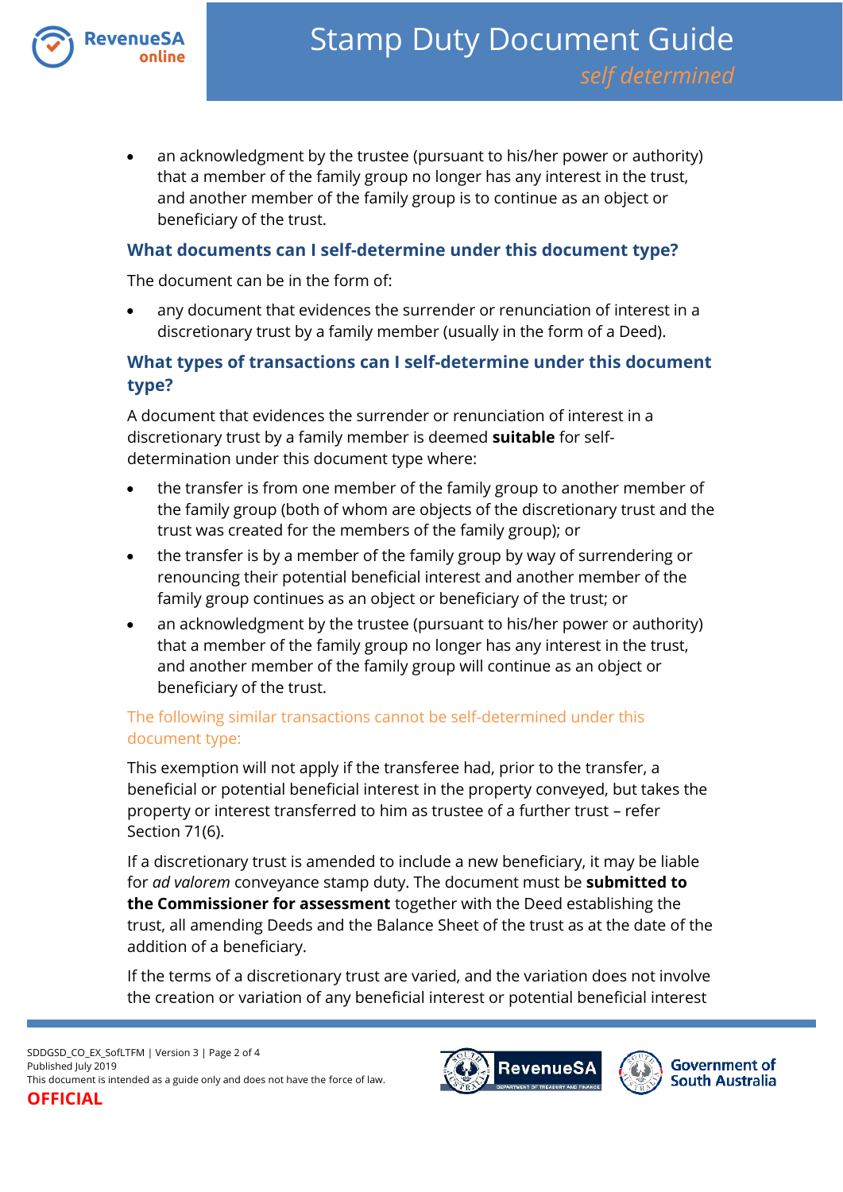- an acknowledgment by the trustee (pursuant to his/her power or authority) that a member of the family group no longer has any interest in the trust, and another member of the family group is to continue as an object or beneficiary of the trust.

### What documents can I self-determine under this document type?

The document can be in the form of:

- any document that evidences the surrender or renunciation of interest in a discretionary trust by a family member (usually in the form of a Deed).

### What types of transactions can I self-determine under this document type?

A document that evidences the surrender or renunciation of interest in a discretionary trust by a family member is deemed **suitable** for self-determination under this document type where:

- the transfer is from one member of the family group to another member of the family group (both of whom are objects of the discretionary trust and the trust was created for the members of the family group); or
- the transfer is by a member of the family group by way of surrendering or renouncing their potential beneficial interest and another member of the family group continues as an object or beneficiary of the trust; or
- an acknowledgment by the trustee (pursuant to his/her power or authority) that a member of the family group no longer has any interest in the trust, and another member of the family group will continue as an object or beneficiary of the trust.

#### The following similar transactions cannot be self-determined under this document type:

This exemption will not apply if the transferee had, prior to the transfer, a beneficial or potential beneficial interest in the property conveyed, but takes the property or interest transferred to him as trustee of a further trust – refer Section 71(6).

If a discretionary trust is amended to include a new beneficiary, it may be liable for *ad valorem* conveyance stamp duty. The document must be **submitted to the Commissioner for assessment** together with the Deed establishing the trust, all amending Deeds and the Balance Sheet of the trust as at the date of the addition of a beneficiary.

If the terms of a discretionary trust are varied, and the variation does not involve the creation or variation of any beneficial interest or potential beneficial interest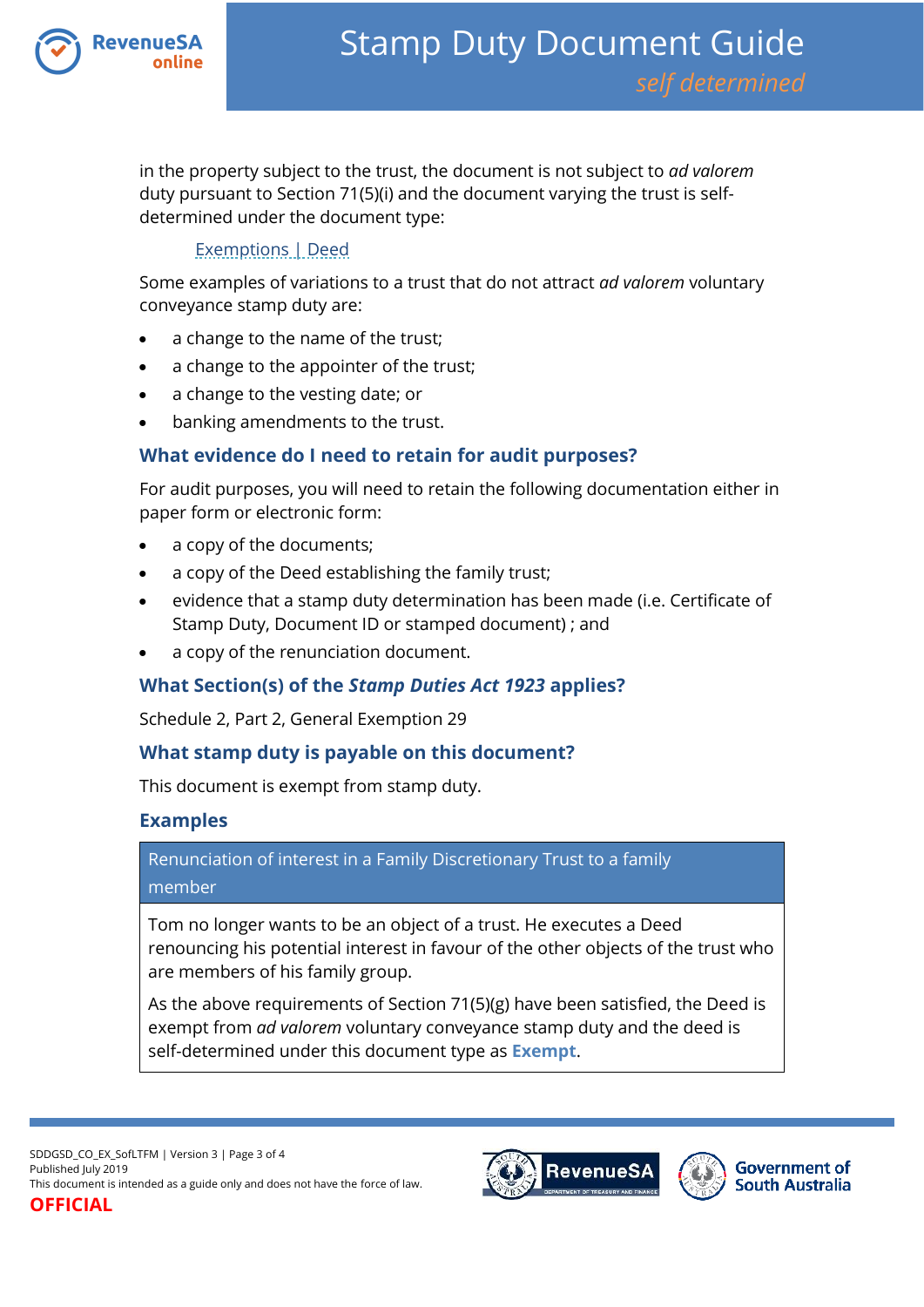in the property subject to the trust, the document is not subject to *ad valorem* duty pursuant to Section 71(5)(i) and the document varying the trust is self-determined under the document type:

Exemptions | Deed

Some examples of variations to a trust that do not attract *ad valorem* voluntary conveyance stamp duty are:

- a change to the name of the trust;
- a change to the appointer of the trust;
- a change to the vesting date; or
- banking amendments to the trust.

## What evidence do I need to retain for audit purposes?

For audit purposes, you will need to retain the following documentation either in paper form or electronic form:

- a copy of the documents;
- a copy of the Deed establishing the family trust;
- evidence that a stamp duty determination has been made (i.e. Certificate of Stamp Duty, Document ID or stamped document) ; and
- a copy of the renunciation document.

## What Section(s) of the *Stamp Duties Act 1923* applies?

Schedule 2, Part 2, General Exemption 29

## What stamp duty is payable on this document?

This document is exempt from stamp duty.

## Examples

| Renunciation of interest in a Family Discretionary Trust to a family member |
| --- |
| Tom no longer wants to be an object of a trust. He executes a Deed renouncing his potential interest in favour of the other objects of the trust who are members of his family group.<br><br>As the above requirements of Section 71(5)(g) have been satisfied, the Deed is exempt from *ad valorem* voluntary conveyance stamp duty and the deed is self-determined under this document type as **Exempt**. |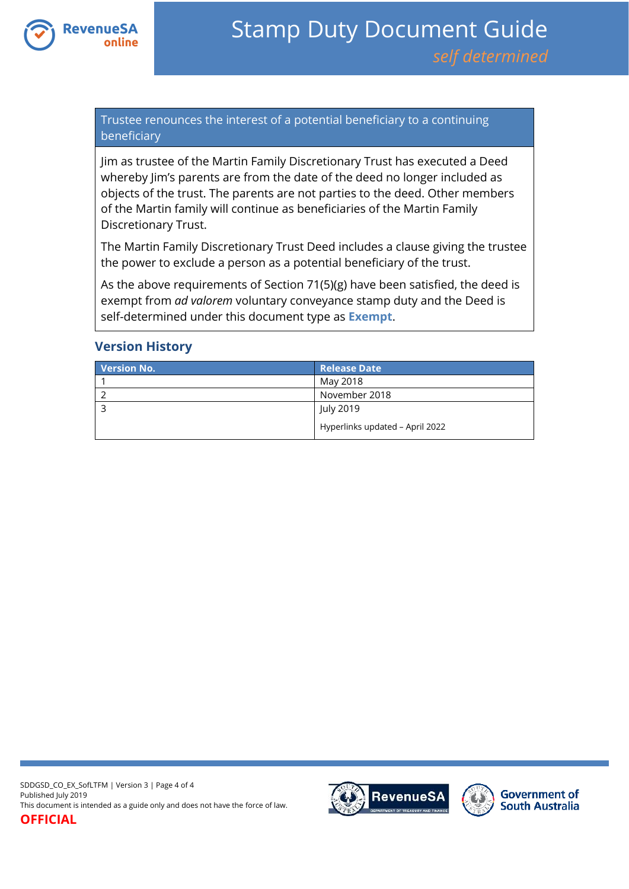| Trustee renounces the interest of a potential beneficiary to a continuing beneficiary |
|---|
| Jim as trustee of the Martin Family Discretionary Trust has executed a Deed whereby Jim's parents are from the date of the deed no longer included as objects of the trust. The parents are not parties to the deed. Other members of the Martin family will continue as beneficiaries of the Martin Family Discretionary Trust.<br><br>The Martin Family Discretionary Trust Deed includes a clause giving the trustee the power to exclude a person as a potential beneficiary of the trust.<br><br>As the above requirements of Section 71(5)(g) have been satisfied, the deed is exempt from *ad valorem* voluntary conveyance stamp duty and the Deed is self-determined under this document type as **Exempt**. |

## Version History

| Version No. | Release Date |
|---|---|
| 1 | May 2018 |
| 2 | November 2018 |
| 3 | July 2019<br><br>Hyperlinks updated – April 2022 |

SDDGSD_CO_EX_SofLTFM | Version 3 | Page 4 of 4
Published July 2019
This document is intended as a guide only and does not have the force of law.
**OFFICIAL**